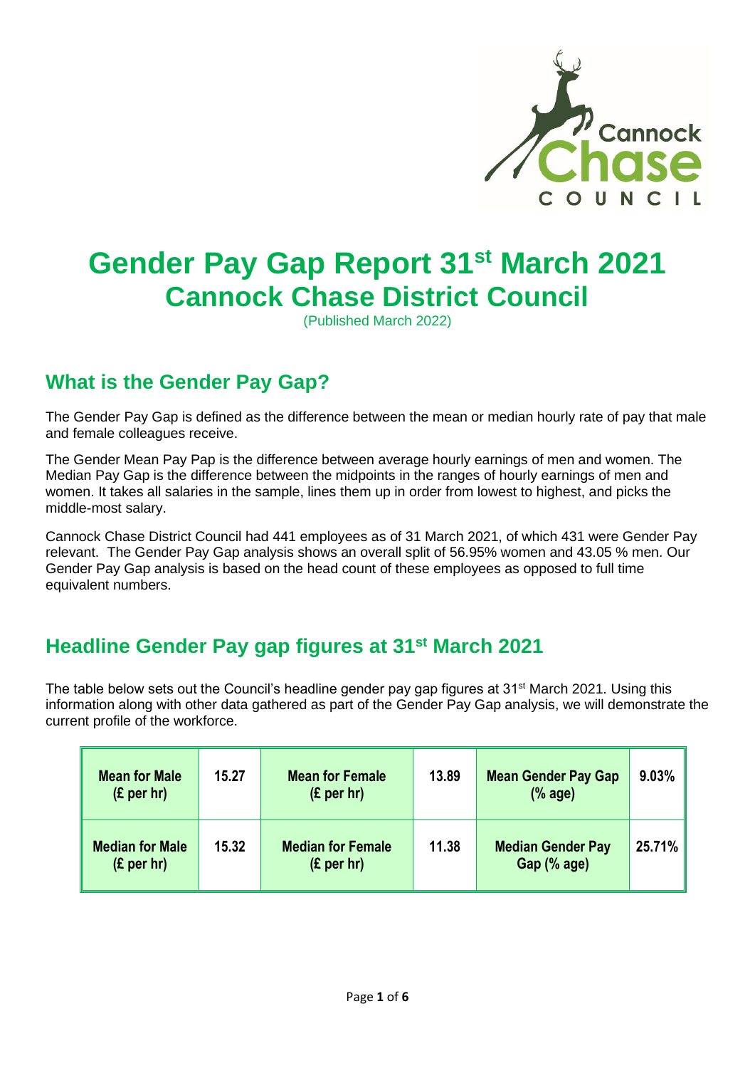# Gender Pay Gap Report 31st March 2021
# Cannock Chase District Council

(Published March 2022)

## What is the Gender Pay Gap?

The Gender Pay Gap is defined as the difference between the mean or median hourly rate of pay that male and female colleagues receive.

The Gender Mean Pay Pap is the difference between average hourly earnings of men and women. The Median Pay Gap is the difference between the midpoints in the ranges of hourly earnings of men and women. It takes all salaries in the sample, lines them up in order from lowest to highest, and picks the middle-most salary.

Cannock Chase District Council had 441 employees as of 31 March 2021, of which 431 were Gender Pay relevant. The Gender Pay Gap analysis shows an overall split of 56.95% women and 43.05 % men. Our Gender Pay Gap analysis is based on the head count of these employees as opposed to full time equivalent numbers.

## Headline Gender Pay gap figures at 31st March 2021

The table below sets out the Council's headline gender pay gap figures at 31st March 2021. Using this information along with other data gathered as part of the Gender Pay Gap analysis, we will demonstrate the current profile of the workforce.

| Mean for Male (£ per hr) | 15.27 | Mean for Female (£ per hr) | 13.89 | Mean Gender Pay Gap (% age) | 9.03% |
|---|---|---|---|---|---|
| **Median for Male (£ per hr)** | **15.32** | **Median for Female (£ per hr)** | **11.38** | **Median Gender Pay Gap (% age)** | **25.71%** |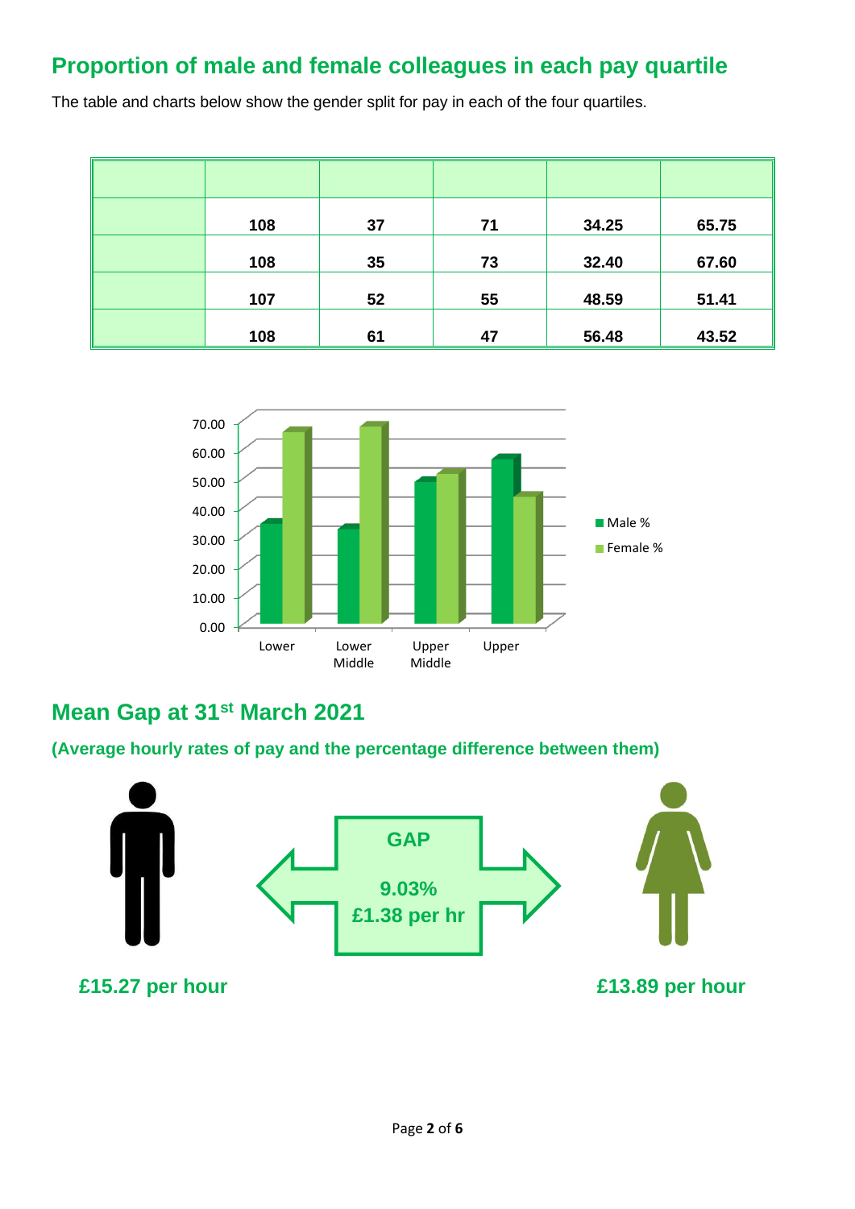## Proportion of male and female colleagues in each pay quartile

The table and charts below show the gender split for pay in each of the four quartiles.

| | | | | | |
|---|---|---|---|---|---|
| | 108 | 37 | 71 | 34.25 | 65.75 |
| | 108 | 35 | 73 | 32.40 | 67.60 |
| | 107 | 52 | 55 | 48.59 | 51.41 |
| | 108 | 61 | 47 | 56.48 | 43.52 |

| Quartile | Male % | Female % |
|---|---|---|
| Lower | 34.25 | 65.75 |
| Lower Middle | 32.40 | 67.60 |
| Upper Middle | 48.59 | 51.41 |
| Upper | 56.48 | 43.52 |

## Mean Gap at 31st March 2021

**(Average hourly rates of pay and the percentage difference between them)**

**GAP**

**9.03%**
**£1.38 per hr**

**£15.27 per hour**

**£13.89 per hour**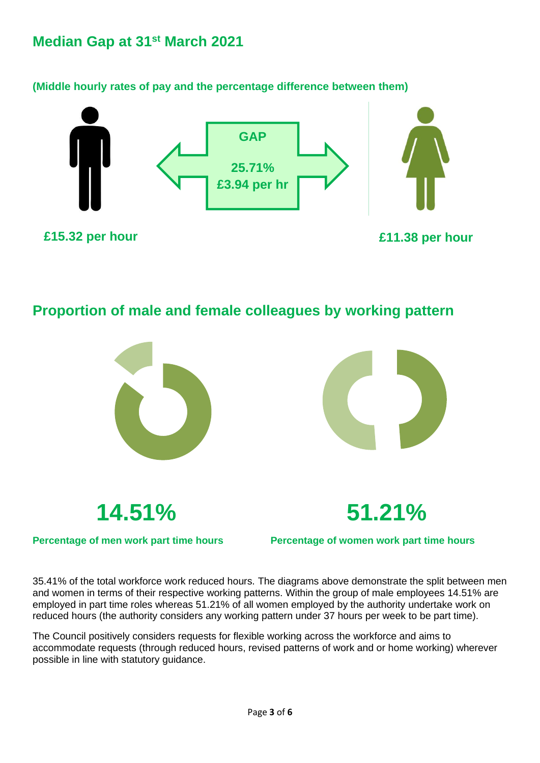## Median Gap at 31st March 2021

**(Middle hourly rates of pay and the percentage difference between them)**

**GAP**

**25.71%**
**£3.94 per hr**

**£15.32 per hour**

**£11.38 per hour**

## Proportion of male and female colleagues by working pattern

**14.51%**

**Percentage of men work part time hours**

**51.21%**

**Percentage of women work part time hours**

35.41% of the total workforce work reduced hours. The diagrams above demonstrate the split between men and women in terms of their respective working patterns. Within the group of male employees 14.51% are employed in part time roles whereas 51.21% of all women employed by the authority undertake work on reduced hours (the authority considers any working pattern under 37 hours per week to be part time).

The Council positively considers requests for flexible working across the workforce and aims to accommodate requests (through reduced hours, revised patterns of work and or home working) wherever possible in line with statutory guidance.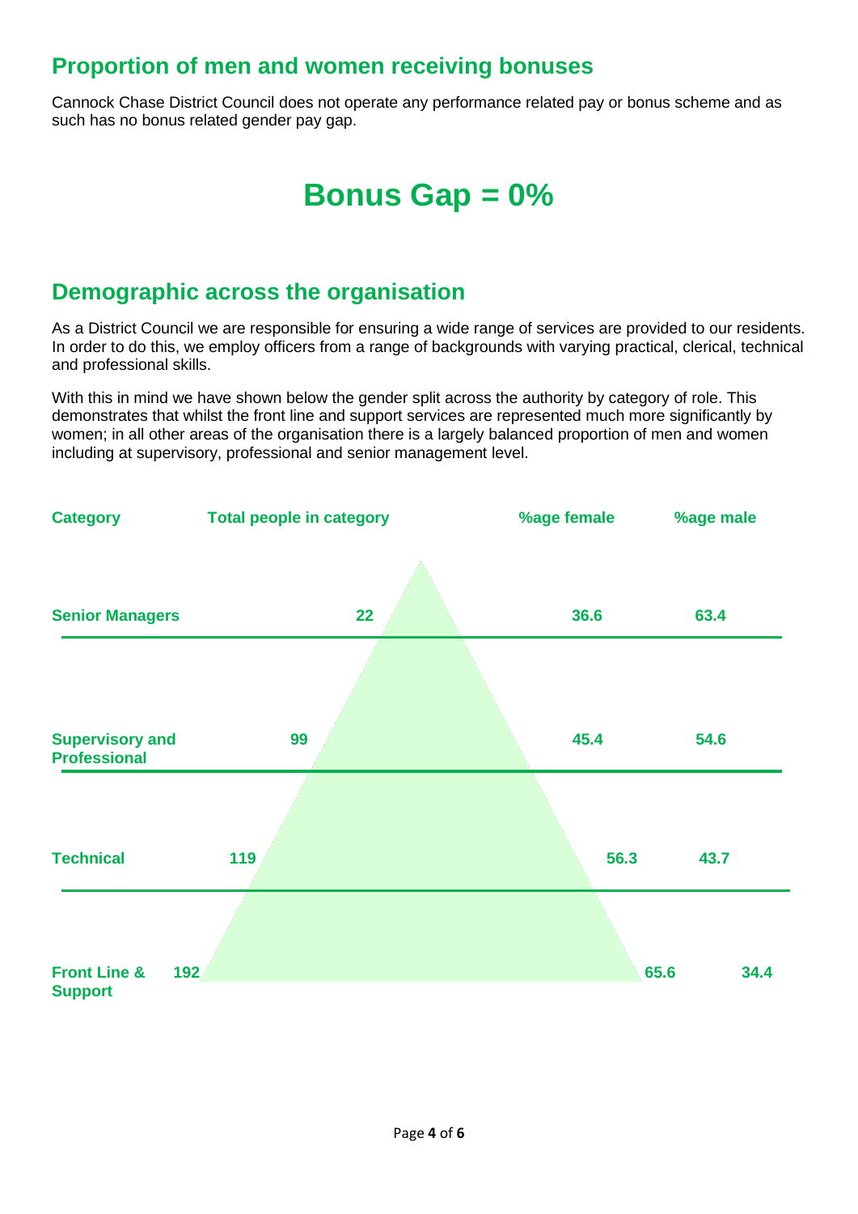## Proportion of men and women receiving bonuses

Cannock Chase District Council does not operate any performance related pay or bonus scheme and as such has no bonus related gender pay gap.

# Bonus Gap = 0%

## Demographic across the organisation

As a District Council we are responsible for ensuring a wide range of services are provided to our residents. In order to do this, we employ officers from a range of backgrounds with varying practical, clerical, technical and professional skills.

With this in mind we have shown below the gender split across the authority by category of role. This demonstrates that whilst the front line and support services are represented much more significantly by women; in all other areas of the organisation there is a largely balanced proportion of men and women including at supervisory, professional and senior management level.

| Category | Total people in category | %age female | %age male |
|---|---|---|---|
| Senior Managers | 22 | 36.6 | 63.4 |
| Supervisory and Professional | 99 | 45.4 | 54.6 |
| Technical | 119 | 56.3 | 43.7 |
| Front Line & Support | 192 | 65.6 | 34.4 |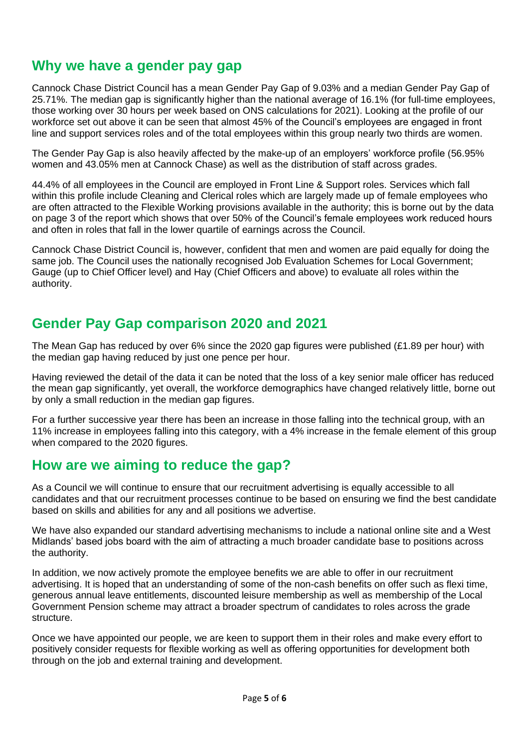## Why we have a gender pay gap

Cannock Chase District Council has a mean Gender Pay Gap of 9.03% and a median Gender Pay Gap of 25.71%. The median gap is significantly higher than the national average of 16.1% (for full-time employees, those working over 30 hours per week based on ONS calculations for 2021). Looking at the profile of our workforce set out above it can be seen that almost 45% of the Council's employees are engaged in front line and support services roles and of the total employees within this group nearly two thirds are women.

The Gender Pay Gap is also heavily affected by the make-up of an employers' workforce profile (56.95% women and 43.05% men at Cannock Chase) as well as the distribution of staff across grades.

44.4% of all employees in the Council are employed in Front Line & Support roles. Services which fall within this profile include Cleaning and Clerical roles which are largely made up of female employees who are often attracted to the Flexible Working provisions available in the authority; this is borne out by the data on page 3 of the report which shows that over 50% of the Council's female employees work reduced hours and often in roles that fall in the lower quartile of earnings across the Council.

Cannock Chase District Council is, however, confident that men and women are paid equally for doing the same job. The Council uses the nationally recognised Job Evaluation Schemes for Local Government; Gauge (up to Chief Officer level) and Hay (Chief Officers and above) to evaluate all roles within the authority.

## Gender Pay Gap comparison 2020 and 2021

The Mean Gap has reduced by over 6% since the 2020 gap figures were published (£1.89 per hour) with the median gap having reduced by just one pence per hour.

Having reviewed the detail of the data it can be noted that the loss of a key senior male officer has reduced the mean gap significantly, yet overall, the workforce demographics have changed relatively little, borne out by only a small reduction in the median gap figures.

For a further successive year there has been an increase in those falling into the technical group, with an 11% increase in employees falling into this category, with a 4% increase in the female element of this group when compared to the 2020 figures.

## How are we aiming to reduce the gap?

As a Council we will continue to ensure that our recruitment advertising is equally accessible to all candidates and that our recruitment processes continue to be based on ensuring we find the best candidate based on skills and abilities for any and all positions we advertise.

We have also expanded our standard advertising mechanisms to include a national online site and a West Midlands' based jobs board with the aim of attracting a much broader candidate base to positions across the authority.

In addition, we now actively promote the employee benefits we are able to offer in our recruitment advertising. It is hoped that an understanding of some of the non-cash benefits on offer such as flexi time, generous annual leave entitlements, discounted leisure membership as well as membership of the Local Government Pension scheme may attract a broader spectrum of candidates to roles across the grade structure.

Once we have appointed our people, we are keen to support them in their roles and make every effort to positively consider requests for flexible working as well as offering opportunities for development both through on the job and external training and development.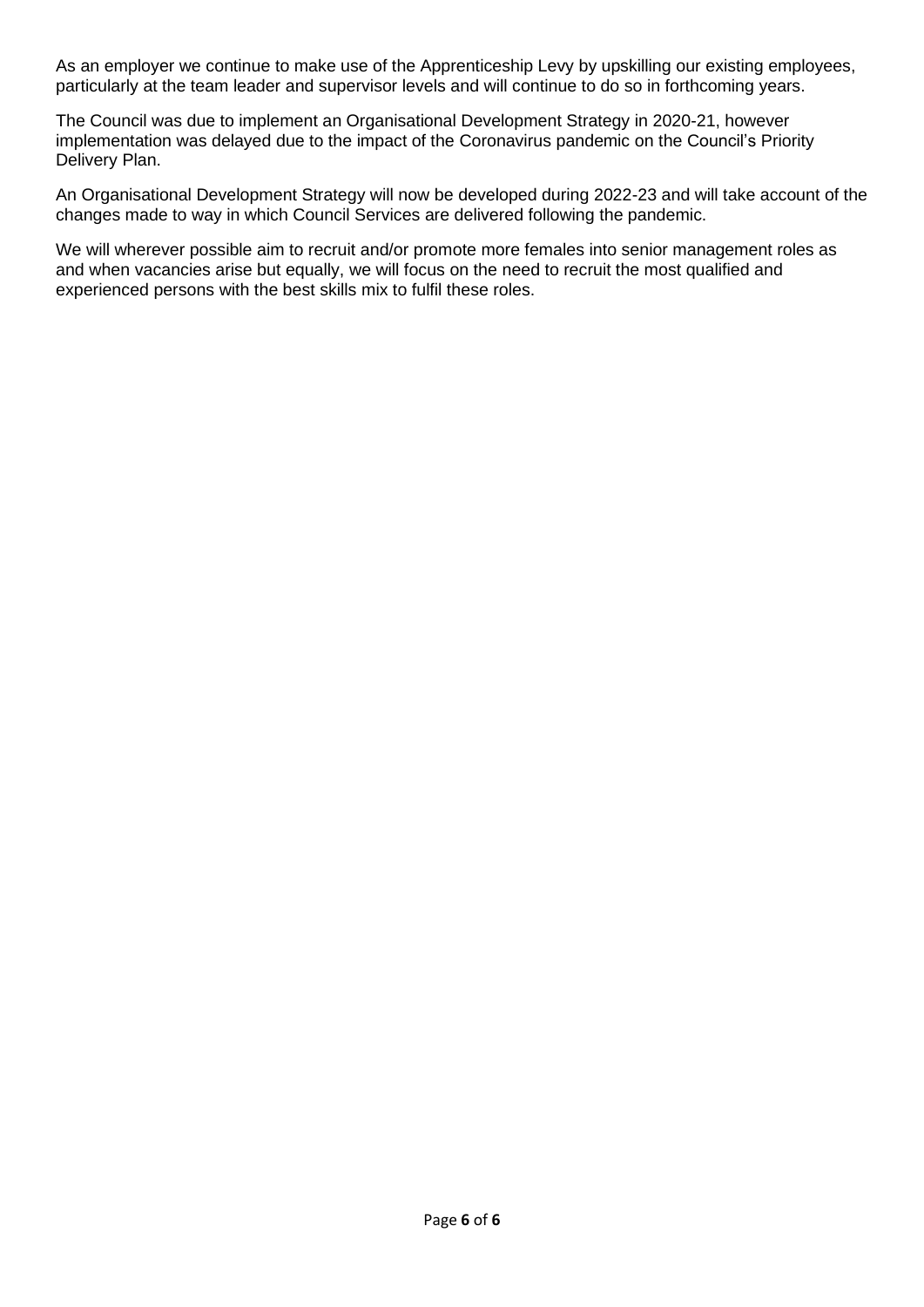As an employer we continue to make use of the Apprenticeship Levy by upskilling our existing employees, particularly at the team leader and supervisor levels and will continue to do so in forthcoming years.

The Council was due to implement an Organisational Development Strategy in 2020-21, however implementation was delayed due to the impact of the Coronavirus pandemic on the Council's Priority Delivery Plan.

An Organisational Development Strategy will now be developed during 2022-23 and will take account of the changes made to way in which Council Services are delivered following the pandemic.

We will wherever possible aim to recruit and/or promote more females into senior management roles as and when vacancies arise but equally, we will focus on the need to recruit the most qualified and experienced persons with the best skills mix to fulfil these roles.